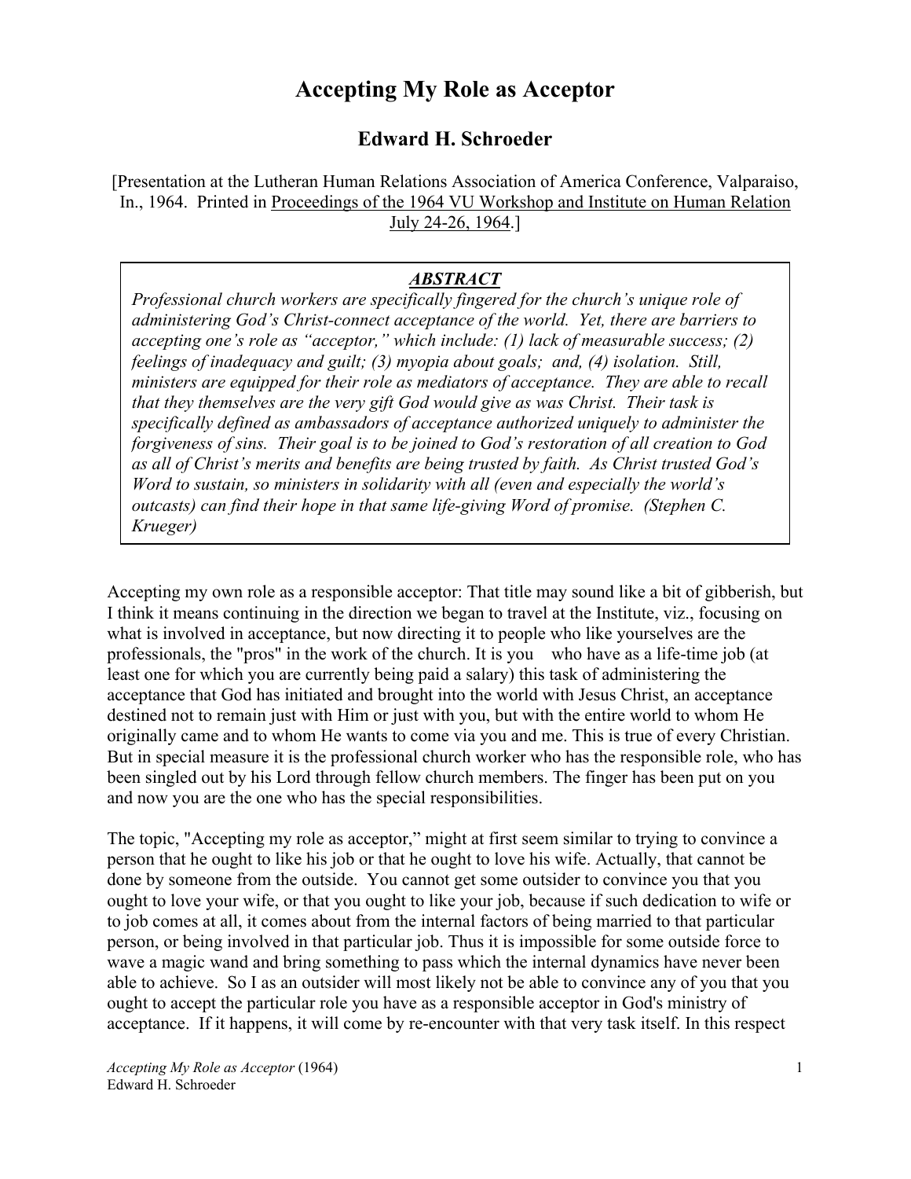# Accepting My Role as Acceptor

## Edward H. Schroeder

[Presentation at the Lutheran Human Relations Association of America Conference, Valparaiso, In., 1964. Printed in Proceedings of the 1964 VU Workshop and Institute on Human Relation July 24-26, 1964.]

> ***ABSTRACT***
>
> *Professional church workers are specifically fingered for the church's unique role of administering God's Christ-connect acceptance of the world. Yet, there are barriers to accepting one's role as "acceptor," which include: (1) lack of measurable success; (2) feelings of inadequacy and guilt; (3) myopia about goals; and, (4) isolation. Still, ministers are equipped for their role as mediators of acceptance. They are able to recall that they themselves are the very gift God would give as was Christ. Their task is specifically defined as ambassadors of acceptance authorized uniquely to administer the forgiveness of sins. Their goal is to be joined to God's restoration of all creation to God as all of Christ's merits and benefits are being trusted by faith. As Christ trusted God's Word to sustain, so ministers in solidarity with all (even and especially the world's outcasts) can find their hope in that same life-giving Word of promise. (Stephen C. Krueger)*

Accepting my own role as a responsible acceptor: That title may sound like a bit of gibberish, but I think it means continuing in the direction we began to travel at the Institute, viz., focusing on what is involved in acceptance, but now directing it to people who like yourselves are the professionals, the "pros" in the work of the church. It is you who have as a life-time job (at least one for which you are currently being paid a salary) this task of administering the acceptance that God has initiated and brought into the world with Jesus Christ, an acceptance destined not to remain just with Him or just with you, but with the entire world to whom He originally came and to whom He wants to come via you and me. This is true of every Christian. But in special measure it is the professional church worker who has the responsible role, who has been singled out by his Lord through fellow church members. The finger has been put on you and now you are the one who has the special responsibilities.

The topic, "Accepting my role as acceptor," might at first seem similar to trying to convince a person that he ought to like his job or that he ought to love his wife. Actually, that cannot be done by someone from the outside. You cannot get some outsider to convince you that you ought to love your wife, or that you ought to like your job, because if such dedication to wife or to job comes at all, it comes about from the internal factors of being married to that particular person, or being involved in that particular job. Thus it is impossible for some outside force to wave a magic wand and bring something to pass which the internal dynamics have never been able to achieve. So I as an outsider will most likely not be able to convince any of you that you ought to accept the particular role you have as a responsible acceptor in God's ministry of acceptance. If it happens, it will come by re-encounter with that very task itself. In this respect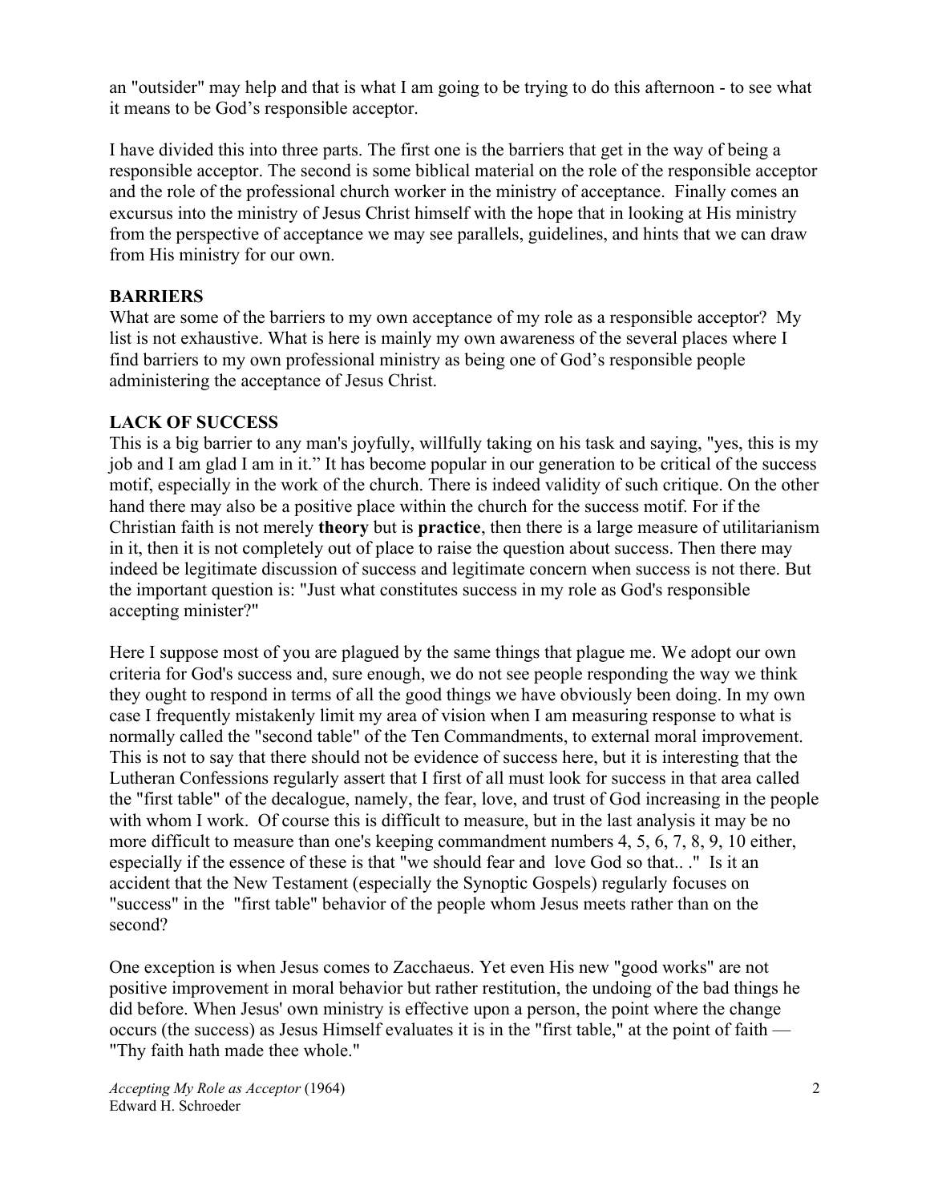an "outsider" may help and that is what I am going to be trying to do this afternoon - to see what it means to be God's responsible acceptor.

I have divided this into three parts. The first one is the barriers that get in the way of being a responsible acceptor. The second is some biblical material on the role of the responsible acceptor and the role of the professional church worker in the ministry of acceptance. Finally comes an excursus into the ministry of Jesus Christ himself with the hope that in looking at His ministry from the perspective of acceptance we may see parallels, guidelines, and hints that we can draw from His ministry for our own.

## BARRIERS

What are some of the barriers to my own acceptance of my role as a responsible acceptor? My list is not exhaustive. What is here is mainly my own awareness of the several places where I find barriers to my own professional ministry as being one of God's responsible people administering the acceptance of Jesus Christ.

### LACK OF SUCCESS

This is a big barrier to any man's joyfully, willfully taking on his task and saying, "yes, this is my job and I am glad I am in it." It has become popular in our generation to be critical of the success motif, especially in the work of the church. There is indeed validity of such critique. On the other hand there may also be a positive place within the church for the success motif. For if the Christian faith is not merely **theory** but is **practice**, then there is a large measure of utilitarianism in it, then it is not completely out of place to raise the question about success. Then there may indeed be legitimate discussion of success and legitimate concern when success is not there. But the important question is: "Just what constitutes success in my role as God's responsible accepting minister?"

Here I suppose most of you are plagued by the same things that plague me. We adopt our own criteria for God's success and, sure enough, we do not see people responding the way we think they ought to respond in terms of all the good things we have obviously been doing. In my own case I frequently mistakenly limit my area of vision when I am measuring response to what is normally called the "second table" of the Ten Commandments, to external moral improvement. This is not to say that there should not be evidence of success here, but it is interesting that the Lutheran Confessions regularly assert that I first of all must look for success in that area called the "first table" of the decalogue, namely, the fear, love, and trust of God increasing in the people with whom I work. Of course this is difficult to measure, but in the last analysis it may be no more difficult to measure than one's keeping commandment numbers 4, 5, 6, 7, 8, 9, 10 either, especially if the essence of these is that "we should fear and love God so that.. ." Is it an accident that the New Testament (especially the Synoptic Gospels) regularly focuses on "success" in the "first table" behavior of the people whom Jesus meets rather than on the second?

One exception is when Jesus comes to Zacchaeus. Yet even His new "good works" are not positive improvement in moral behavior but rather restitution, the undoing of the bad things he did before. When Jesus' own ministry is effective upon a person, the point where the change occurs (the success) as Jesus Himself evaluates it is in the "first table," at the point of faith — "Thy faith hath made thee whole."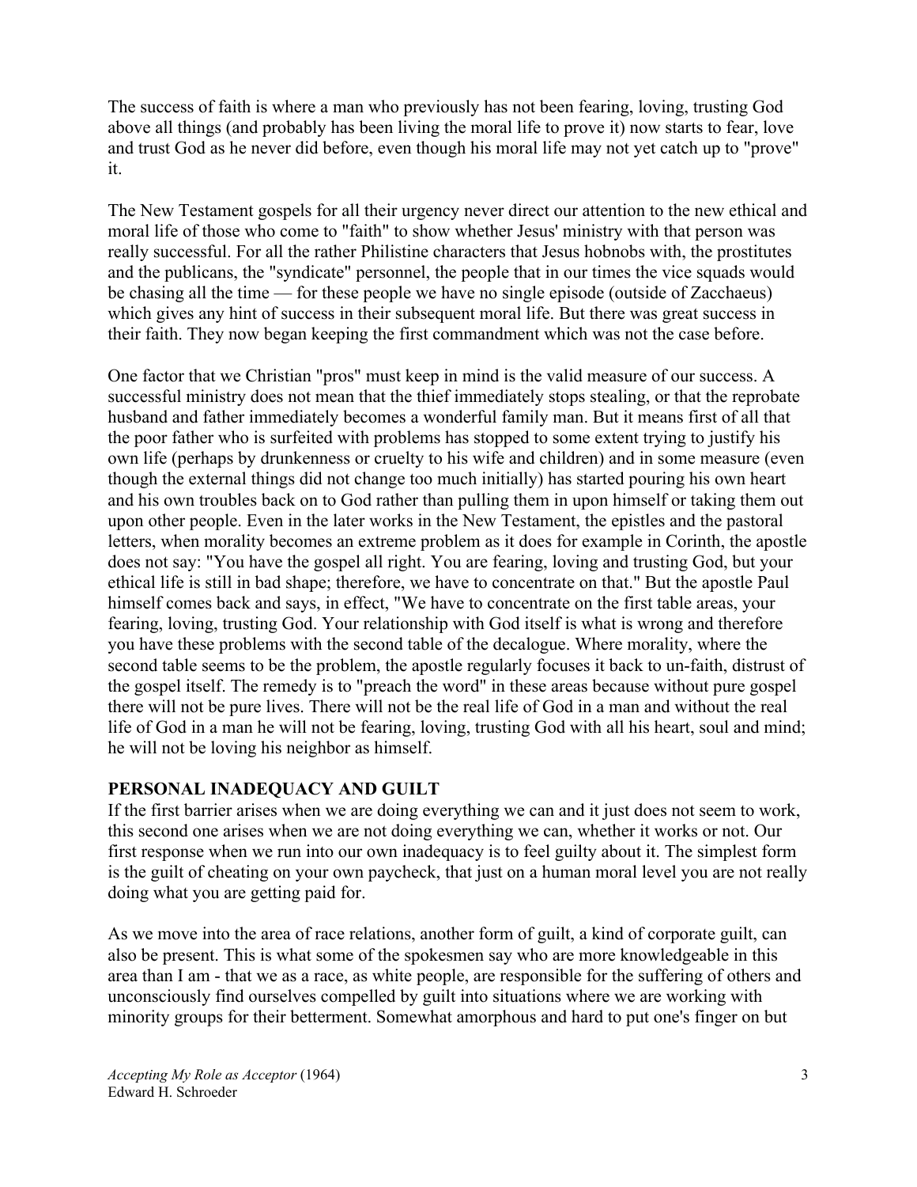The success of faith is where a man who previously has not been fearing, loving, trusting God above all things (and probably has been living the moral life to prove it) now starts to fear, love and trust God as he never did before, even though his moral life may not yet catch up to "prove" it.

The New Testament gospels for all their urgency never direct our attention to the new ethical and moral life of those who come to "faith" to show whether Jesus' ministry with that person was really successful. For all the rather Philistine characters that Jesus hobnobs with, the prostitutes and the publicans, the "syndicate" personnel, the people that in our times the vice squads would be chasing all the time — for these people we have no single episode (outside of Zacchaeus) which gives any hint of success in their subsequent moral life. But there was great success in their faith. They now began keeping the first commandment which was not the case before.

One factor that we Christian "pros" must keep in mind is the valid measure of our success. A successful ministry does not mean that the thief immediately stops stealing, or that the reprobate husband and father immediately becomes a wonderful family man. But it means first of all that the poor father who is surfeited with problems has stopped to some extent trying to justify his own life (perhaps by drunkenness or cruelty to his wife and children) and in some measure (even though the external things did not change too much initially) has started pouring his own heart and his own troubles back on to God rather than pulling them in upon himself or taking them out upon other people. Even in the later works in the New Testament, the epistles and the pastoral letters, when morality becomes an extreme problem as it does for example in Corinth, the apostle does not say: "You have the gospel all right. You are fearing, loving and trusting God, but your ethical life is still in bad shape; therefore, we have to concentrate on that." But the apostle Paul himself comes back and says, in effect, "We have to concentrate on the first table areas, your fearing, loving, trusting God. Your relationship with God itself is what is wrong and therefore you have these problems with the second table of the decalogue. Where morality, where the second table seems to be the problem, the apostle regularly focuses it back to un-faith, distrust of the gospel itself. The remedy is to "preach the word" in these areas because without pure gospel there will not be pure lives. There will not be the real life of God in a man and without the real life of God in a man he will not be fearing, loving, trusting God with all his heart, soul and mind; he will not be loving his neighbor as himself.

## PERSONAL INADEQUACY AND GUILT

If the first barrier arises when we are doing everything we can and it just does not seem to work, this second one arises when we are not doing everything we can, whether it works or not. Our first response when we run into our own inadequacy is to feel guilty about it. The simplest form is the guilt of cheating on your own paycheck, that just on a human moral level you are not really doing what you are getting paid for.

As we move into the area of race relations, another form of guilt, a kind of corporate guilt, can also be present. This is what some of the spokesmen say who are more knowledgeable in this area than I am - that we as a race, as white people, are responsible for the suffering of others and unconsciously find ourselves compelled by guilt into situations where we are working with minority groups for their betterment. Somewhat amorphous and hard to put one's finger on but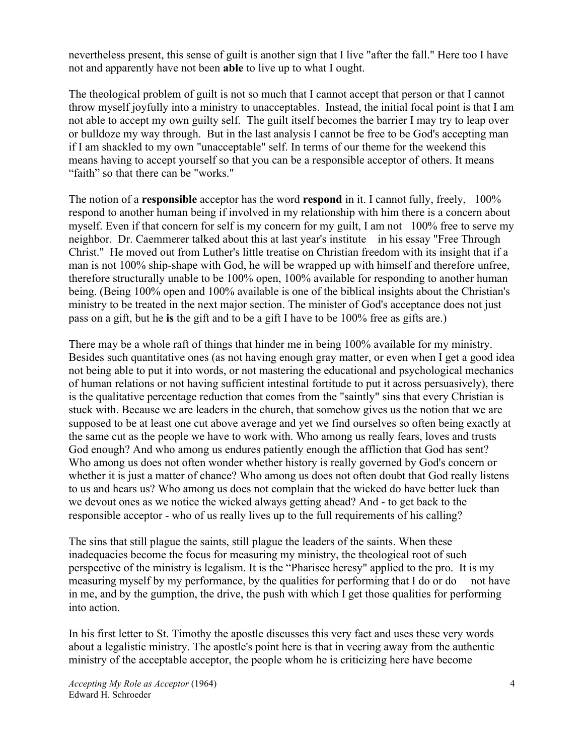nevertheless present, this sense of guilt is another sign that I live "after the fall." Here too I have not and apparently have not been **able** to live up to what I ought.

The theological problem of guilt is not so much that I cannot accept that person or that I cannot throw myself joyfully into a ministry to unacceptables. Instead, the initial focal point is that I am not able to accept my own guilty self. The guilt itself becomes the barrier I may try to leap over or bulldoze my way through. But in the last analysis I cannot be free to be God's accepting man if I am shackled to my own "unacceptable" self. In terms of our theme for the weekend this means having to accept yourself so that you can be a responsible acceptor of others. It means "faith" so that there can be "works."

The notion of a **responsible** acceptor has the word **respond** in it. I cannot fully, freely, 100% respond to another human being if involved in my relationship with him there is a concern about myself. Even if that concern for self is my concern for my guilt, I am not 100% free to serve my neighbor. Dr. Caemmerer talked about this at last year's institute in his essay "Free Through Christ." He moved out from Luther's little treatise on Christian freedom with its insight that if a man is not 100% ship-shape with God, he will be wrapped up with himself and therefore unfree, therefore structurally unable to be 100% open, 100% available for responding to another human being. (Being 100% open and 100% available is one of the biblical insights about the Christian's ministry to be treated in the next major section. The minister of God's acceptance does not just pass on a gift, but he **is** the gift and to be a gift I have to be 100% free as gifts are.)

There may be a whole raft of things that hinder me in being 100% available for my ministry. Besides such quantitative ones (as not having enough gray matter, or even when I get a good idea not being able to put it into words, or not mastering the educational and psychological mechanics of human relations or not having sufficient intestinal fortitude to put it across persuasively), there is the qualitative percentage reduction that comes from the "saintly" sins that every Christian is stuck with. Because we are leaders in the church, that somehow gives us the notion that we are supposed to be at least one cut above average and yet we find ourselves so often being exactly at the same cut as the people we have to work with. Who among us really fears, loves and trusts God enough? And who among us endures patiently enough the affliction that God has sent? Who among us does not often wonder whether history is really governed by God's concern or whether it is just a matter of chance? Who among us does not often doubt that God really listens to us and hears us? Who among us does not complain that the wicked do have better luck than we devout ones as we notice the wicked always getting ahead? And - to get back to the responsible acceptor - who of us really lives up to the full requirements of his calling?

The sins that still plague the saints, still plague the leaders of the saints. When these inadequacies become the focus for measuring my ministry, the theological root of such perspective of the ministry is legalism. It is the "Pharisee heresy" applied to the pro. It is my measuring myself by my performance, by the qualities for performing that I do or do not have in me, and by the gumption, the drive, the push with which I get those qualities for performing into action.

In his first letter to St. Timothy the apostle discusses this very fact and uses these very words about a legalistic ministry. The apostle's point here is that in veering away from the authentic ministry of the acceptable acceptor, the people whom he is criticizing here have become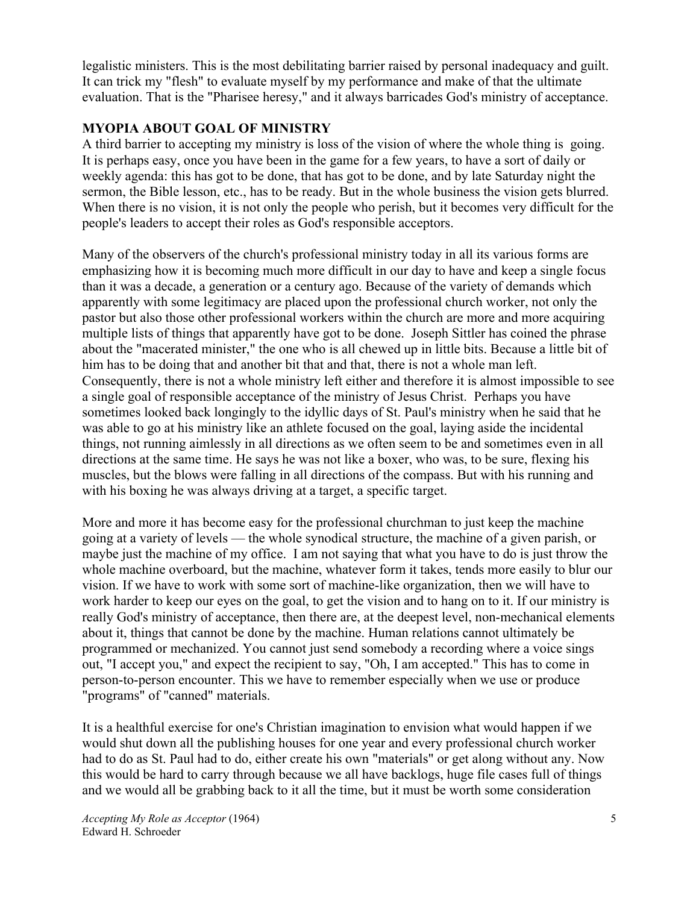legalistic ministers. This is the most debilitating barrier raised by personal inadequacy and guilt. It can trick my "flesh" to evaluate myself by my performance and make of that the ultimate evaluation. That is the "Pharisee heresy," and it always barricades God's ministry of acceptance.

## MYOPIA ABOUT GOAL OF MINISTRY

A third barrier to accepting my ministry is loss of the vision of where the whole thing is going. It is perhaps easy, once you have been in the game for a few years, to have a sort of daily or weekly agenda: this has got to be done, that has got to be done, and by late Saturday night the sermon, the Bible lesson, etc., has to be ready. But in the whole business the vision gets blurred. When there is no vision, it is not only the people who perish, but it becomes very difficult for the people's leaders to accept their roles as God's responsible acceptors.

Many of the observers of the church's professional ministry today in all its various forms are emphasizing how it is becoming much more difficult in our day to have and keep a single focus than it was a decade, a generation or a century ago. Because of the variety of demands which apparently with some legitimacy are placed upon the professional church worker, not only the pastor but also those other professional workers within the church are more and more acquiring multiple lists of things that apparently have got to be done. Joseph Sittler has coined the phrase about the "macerated minister," the one who is all chewed up in little bits. Because a little bit of him has to be doing that and another bit that and that, there is not a whole man left. Consequently, there is not a whole ministry left either and therefore it is almost impossible to see a single goal of responsible acceptance of the ministry of Jesus Christ. Perhaps you have sometimes looked back longingly to the idyllic days of St. Paul's ministry when he said that he was able to go at his ministry like an athlete focused on the goal, laying aside the incidental things, not running aimlessly in all directions as we often seem to be and sometimes even in all directions at the same time. He says he was not like a boxer, who was, to be sure, flexing his muscles, but the blows were falling in all directions of the compass. But with his running and with his boxing he was always driving at a target, a specific target.

More and more it has become easy for the professional churchman to just keep the machine going at a variety of levels — the whole synodical structure, the machine of a given parish, or maybe just the machine of my office. I am not saying that what you have to do is just throw the whole machine overboard, but the machine, whatever form it takes, tends more easily to blur our vision. If we have to work with some sort of machine-like organization, then we will have to work harder to keep our eyes on the goal, to get the vision and to hang on to it. If our ministry is really God's ministry of acceptance, then there are, at the deepest level, non-mechanical elements about it, things that cannot be done by the machine. Human relations cannot ultimately be programmed or mechanized. You cannot just send somebody a recording where a voice sings out, "I accept you," and expect the recipient to say, "Oh, I am accepted." This has to come in person-to-person encounter. This we have to remember especially when we use or produce "programs" of "canned" materials.

It is a healthful exercise for one's Christian imagination to envision what would happen if we would shut down all the publishing houses for one year and every professional church worker had to do as St. Paul had to do, either create his own "materials" or get along without any. Now this would be hard to carry through because we all have backlogs, huge file cases full of things and we would all be grabbing back to it all the time, but it must be worth some consideration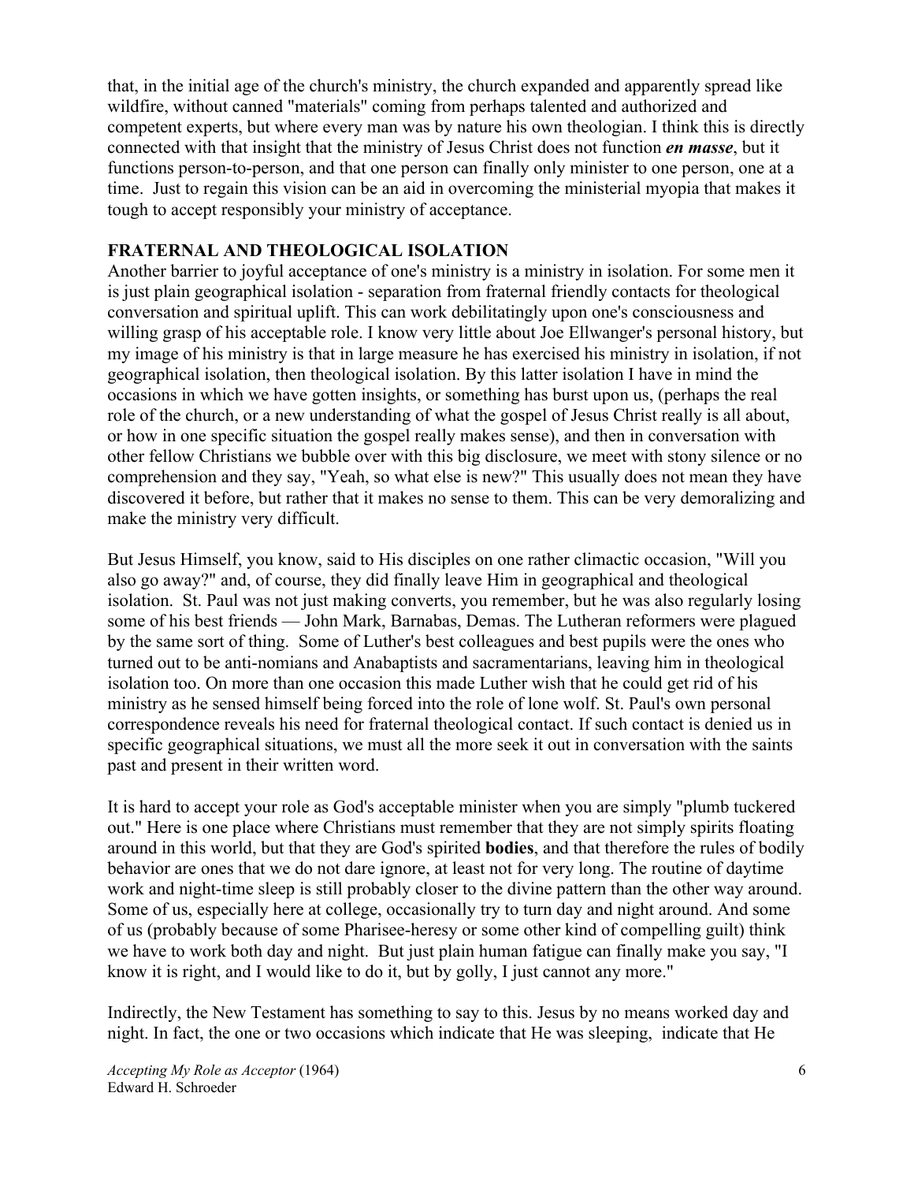that, in the initial age of the church's ministry, the church expanded and apparently spread like wildfire, without canned "materials" coming from perhaps talented and authorized and competent experts, but where every man was by nature his own theologian. I think this is directly connected with that insight that the ministry of Jesus Christ does not function ***en masse***, but it functions person-to-person, and that one person can finally only minister to one person, one at a time. Just to regain this vision can be an aid in overcoming the ministerial myopia that makes it tough to accept responsibly your ministry of acceptance.

## FRATERNAL AND THEOLOGICAL ISOLATION

Another barrier to joyful acceptance of one's ministry is a ministry in isolation. For some men it is just plain geographical isolation - separation from fraternal friendly contacts for theological conversation and spiritual uplift. This can work debilitatingly upon one's consciousness and willing grasp of his acceptable role. I know very little about Joe Ellwanger's personal history, but my image of his ministry is that in large measure he has exercised his ministry in isolation, if not geographical isolation, then theological isolation. By this latter isolation I have in mind the occasions in which we have gotten insights, or something has burst upon us, (perhaps the real role of the church, or a new understanding of what the gospel of Jesus Christ really is all about, or how in one specific situation the gospel really makes sense), and then in conversation with other fellow Christians we bubble over with this big disclosure, we meet with stony silence or no comprehension and they say, "Yeah, so what else is new?" This usually does not mean they have discovered it before, but rather that it makes no sense to them. This can be very demoralizing and make the ministry very difficult.

But Jesus Himself, you know, said to His disciples on one rather climactic occasion, "Will you also go away?" and, of course, they did finally leave Him in geographical and theological isolation. St. Paul was not just making converts, you remember, but he was also regularly losing some of his best friends — John Mark, Barnabas, Demas. The Lutheran reformers were plagued by the same sort of thing. Some of Luther's best colleagues and best pupils were the ones who turned out to be anti-nomians and Anabaptists and sacramentarians, leaving him in theological isolation too. On more than one occasion this made Luther wish that he could get rid of his ministry as he sensed himself being forced into the role of lone wolf. St. Paul's own personal correspondence reveals his need for fraternal theological contact. If such contact is denied us in specific geographical situations, we must all the more seek it out in conversation with the saints past and present in their written word.

It is hard to accept your role as God's acceptable minister when you are simply "plumb tuckered out." Here is one place where Christians must remember that they are not simply spirits floating around in this world, but that they are God's spirited **bodies**, and that therefore the rules of bodily behavior are ones that we do not dare ignore, at least not for very long. The routine of daytime work and night-time sleep is still probably closer to the divine pattern than the other way around. Some of us, especially here at college, occasionally try to turn day and night around. And some of us (probably because of some Pharisee-heresy or some other kind of compelling guilt) think we have to work both day and night. But just plain human fatigue can finally make you say, "I know it is right, and I would like to do it, but by golly, I just cannot any more."

Indirectly, the New Testament has something to say to this. Jesus by no means worked day and night. In fact, the one or two occasions which indicate that He was sleeping, indicate that He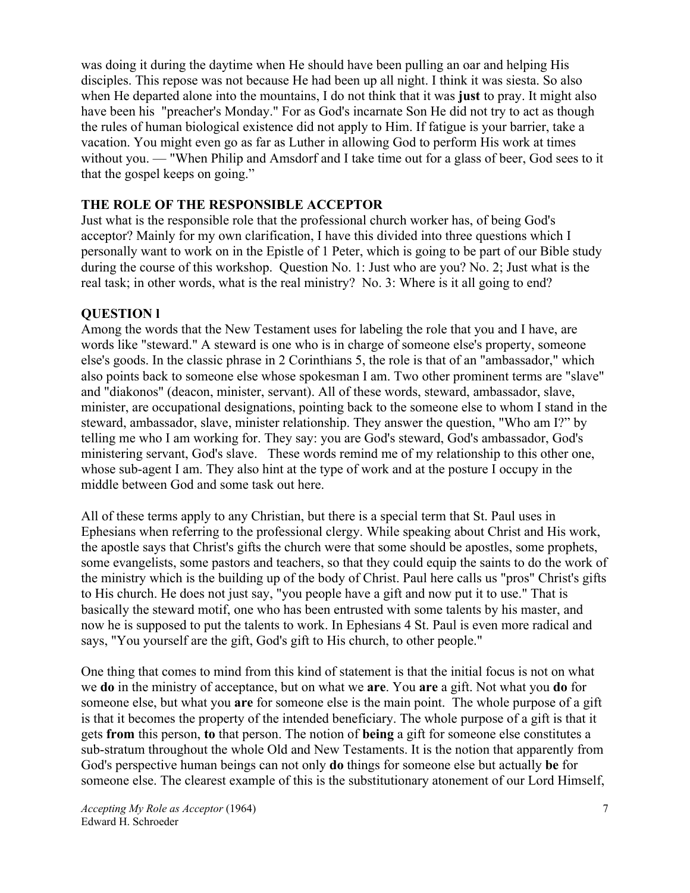was doing it during the daytime when He should have been pulling an oar and helping His disciples. This repose was not because He had been up all night. I think it was siesta. So also when He departed alone into the mountains, I do not think that it was **just** to pray. It might also have been his "preacher's Monday." For as God's incarnate Son He did not try to act as though the rules of human biological existence did not apply to Him. If fatigue is your barrier, take a vacation. You might even go as far as Luther in allowing God to perform His work at times without you. — "When Philip and Amsdorf and I take time out for a glass of beer, God sees to it that the gospel keeps on going."

### THE ROLE OF THE RESPONSIBLE ACCEPTOR

Just what is the responsible role that the professional church worker has, of being God's acceptor? Mainly for my own clarification, I have this divided into three questions which I personally want to work on in the Epistle of 1 Peter, which is going to be part of our Bible study during the course of this workshop. Question No. 1: Just who are you? No. 2; Just what is the real task; in other words, what is the real ministry? No. 3: Where is it all going to end?

### QUESTION l

Among the words that the New Testament uses for labeling the role that you and I have, are words like "steward." A steward is one who is in charge of someone else's property, someone else's goods. In the classic phrase in 2 Corinthians 5, the role is that of an "ambassador," which also points back to someone else whose spokesman I am. Two other prominent terms are "slave" and "diakonos" (deacon, minister, servant). All of these words, steward, ambassador, slave, minister, are occupational designations, pointing back to the someone else to whom I stand in the steward, ambassador, slave, minister relationship. They answer the question, "Who am I?" by telling me who I am working for. They say: you are God's steward, God's ambassador, God's ministering servant, God's slave. These words remind me of my relationship to this other one, whose sub-agent I am. They also hint at the type of work and at the posture I occupy in the middle between God and some task out here.

All of these terms apply to any Christian, but there is a special term that St. Paul uses in Ephesians when referring to the professional clergy. While speaking about Christ and His work, the apostle says that Christ's gifts the church were that some should be apostles, some prophets, some evangelists, some pastors and teachers, so that they could equip the saints to do the work of the ministry which is the building up of the body of Christ. Paul here calls us "pros" Christ's gifts to His church. He does not just say, "you people have a gift and now put it to use." That is basically the steward motif, one who has been entrusted with some talents by his master, and now he is supposed to put the talents to work. In Ephesians 4 St. Paul is even more radical and says, "You yourself are the gift, God's gift to His church, to other people."

One thing that comes to mind from this kind of statement is that the initial focus is not on what we **do** in the ministry of acceptance, but on what we **are**. You **are** a gift. Not what you **do** for someone else, but what you **are** for someone else is the main point. The whole purpose of a gift is that it becomes the property of the intended beneficiary. The whole purpose of a gift is that it gets **from** this person, **to** that person. The notion of **being** a gift for someone else constitutes a sub-stratum throughout the whole Old and New Testaments. It is the notion that apparently from God's perspective human beings can not only **do** things for someone else but actually **be** for someone else. The clearest example of this is the substitutionary atonement of our Lord Himself,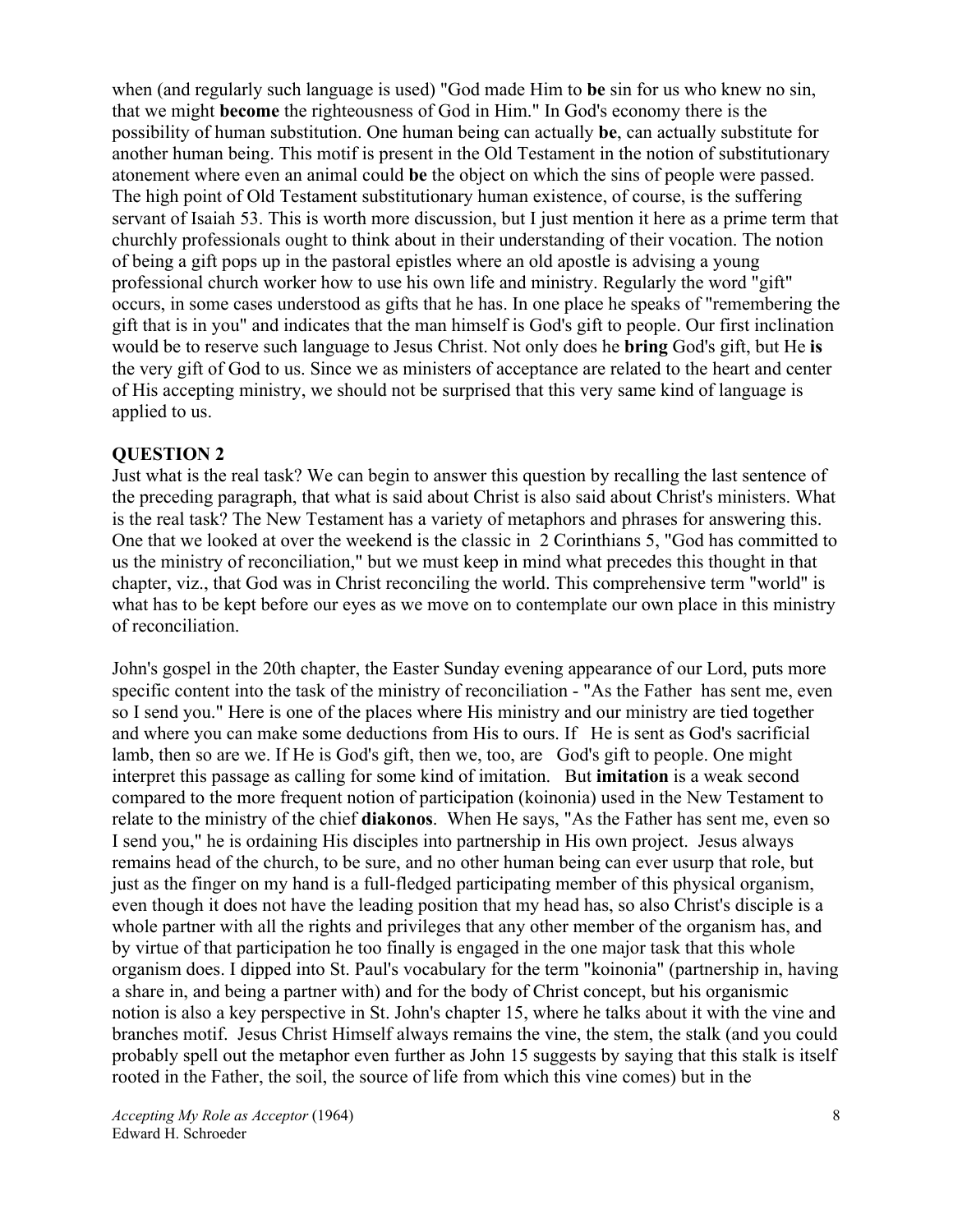when (and regularly such language is used) "God made Him to **be** sin for us who knew no sin, that we might **become** the righteousness of God in Him." In God's economy there is the possibility of human substitution. One human being can actually **be**, can actually substitute for another human being. This motif is present in the Old Testament in the notion of substitutionary atonement where even an animal could **be** the object on which the sins of people were passed. The high point of Old Testament substitutionary human existence, of course, is the suffering servant of Isaiah 53. This is worth more discussion, but I just mention it here as a prime term that churchly professionals ought to think about in their understanding of their vocation. The notion of being a gift pops up in the pastoral epistles where an old apostle is advising a young professional church worker how to use his own life and ministry. Regularly the word "gift" occurs, in some cases understood as gifts that he has. In one place he speaks of "remembering the gift that is in you" and indicates that the man himself is God's gift to people. Our first inclination would be to reserve such language to Jesus Christ. Not only does he **bring** God's gift, but He **is** the very gift of God to us. Since we as ministers of acceptance are related to the heart and center of His accepting ministry, we should not be surprised that this very same kind of language is applied to us.

**QUESTION 2**

Just what is the real task? We can begin to answer this question by recalling the last sentence of the preceding paragraph, that what is said about Christ is also said about Christ's ministers. What is the real task? The New Testament has a variety of metaphors and phrases for answering this. One that we looked at over the weekend is the classic in 2 Corinthians 5, "God has committed to us the ministry of reconciliation," but we must keep in mind what precedes this thought in that chapter, viz., that God was in Christ reconciling the world. This comprehensive term "world" is what has to be kept before our eyes as we move on to contemplate our own place in this ministry of reconciliation.

John's gospel in the 20th chapter, the Easter Sunday evening appearance of our Lord, puts more specific content into the task of the ministry of reconciliation - "As the Father has sent me, even so I send you." Here is one of the places where His ministry and our ministry are tied together and where you can make some deductions from His to ours. If He is sent as God's sacrificial lamb, then so are we. If He is God's gift, then we, too, are God's gift to people. One might interpret this passage as calling for some kind of imitation. But **imitation** is a weak second compared to the more frequent notion of participation (koinonia) used in the New Testament to relate to the ministry of the chief **diakonos**. When He says, "As the Father has sent me, even so I send you," he is ordaining His disciples into partnership in His own project. Jesus always remains head of the church, to be sure, and no other human being can ever usurp that role, but just as the finger on my hand is a full-fledged participating member of this physical organism, even though it does not have the leading position that my head has, so also Christ's disciple is a whole partner with all the rights and privileges that any other member of the organism has, and by virtue of that participation he too finally is engaged in the one major task that this whole organism does. I dipped into St. Paul's vocabulary for the term "koinonia" (partnership in, having a share in, and being a partner with) and for the body of Christ concept, but his organismic notion is also a key perspective in St. John's chapter 15, where he talks about it with the vine and branches motif. Jesus Christ Himself always remains the vine, the stem, the stalk (and you could probably spell out the metaphor even further as John 15 suggests by saying that this stalk is itself rooted in the Father, the soil, the source of life from which this vine comes) but in the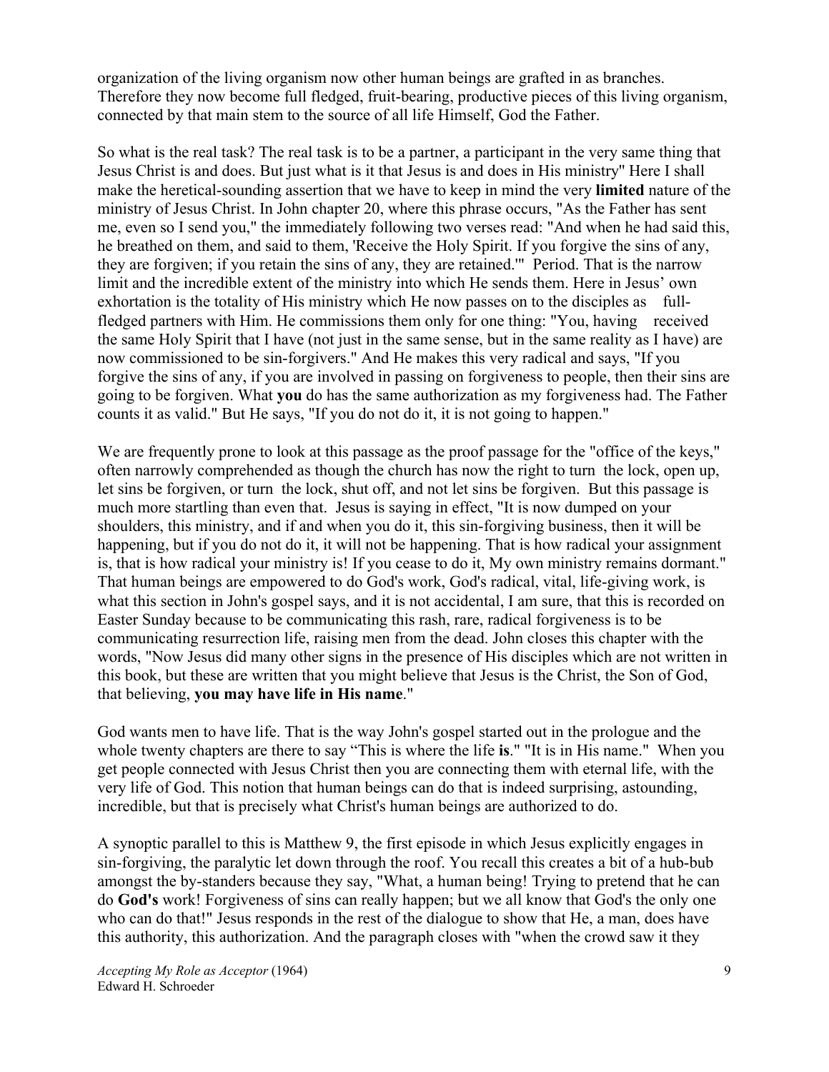organization of the living organism now other human beings are grafted in as branches. Therefore they now become full fledged, fruit-bearing, productive pieces of this living organism, connected by that main stem to the source of all life Himself, God the Father.

So what is the real task? The real task is to be a partner, a participant in the very same thing that Jesus Christ is and does. But just what is it that Jesus is and does in His ministry" Here I shall make the heretical-sounding assertion that we have to keep in mind the very **limited** nature of the ministry of Jesus Christ. In John chapter 20, where this phrase occurs, "As the Father has sent me, even so I send you," the immediately following two verses read: "And when he had said this, he breathed on them, and said to them, 'Receive the Holy Spirit. If you forgive the sins of any, they are forgiven; if you retain the sins of any, they are retained.'" Period. That is the narrow limit and the incredible extent of the ministry into which He sends them. Here in Jesus' own exhortation is the totality of His ministry which He now passes on to the disciples as full-fledged partners with Him. He commissions them only for one thing: "You, having received the same Holy Spirit that I have (not just in the same sense, but in the same reality as I have) are now commissioned to be sin-forgivers." And He makes this very radical and says, "If you forgive the sins of any, if you are involved in passing on forgiveness to people, then their sins are going to be forgiven. What **you** do has the same authorization as my forgiveness had. The Father counts it as valid." But He says, "If you do not do it, it is not going to happen."

We are frequently prone to look at this passage as the proof passage for the "office of the keys," often narrowly comprehended as though the church has now the right to turn the lock, open up, let sins be forgiven, or turn the lock, shut off, and not let sins be forgiven. But this passage is much more startling than even that. Jesus is saying in effect, "It is now dumped on your shoulders, this ministry, and if and when you do it, this sin-forgiving business, then it will be happening, but if you do not do it, it will not be happening. That is how radical your assignment is, that is how radical your ministry is! If you cease to do it, My own ministry remains dormant." That human beings are empowered to do God's work, God's radical, vital, life-giving work, is what this section in John's gospel says, and it is not accidental, I am sure, that this is recorded on Easter Sunday because to be communicating this rash, rare, radical forgiveness is to be communicating resurrection life, raising men from the dead. John closes this chapter with the words, "Now Jesus did many other signs in the presence of His disciples which are not written in this book, but these are written that you might believe that Jesus is the Christ, the Son of God, that believing, **you may have life in His name**."

God wants men to have life. That is the way John's gospel started out in the prologue and the whole twenty chapters are there to say "This is where the life **is**." "It is in His name." When you get people connected with Jesus Christ then you are connecting them with eternal life, with the very life of God. This notion that human beings can do that is indeed surprising, astounding, incredible, but that is precisely what Christ's human beings are authorized to do.

A synoptic parallel to this is Matthew 9, the first episode in which Jesus explicitly engages in sin-forgiving, the paralytic let down through the roof. You recall this creates a bit of a hub-bub amongst the by-standers because they say, "What, a human being! Trying to pretend that he can do **God's** work! Forgiveness of sins can really happen; but we all know that God's the only one who can do that!" Jesus responds in the rest of the dialogue to show that He, a man, does have this authority, this authorization. And the paragraph closes with "when the crowd saw it they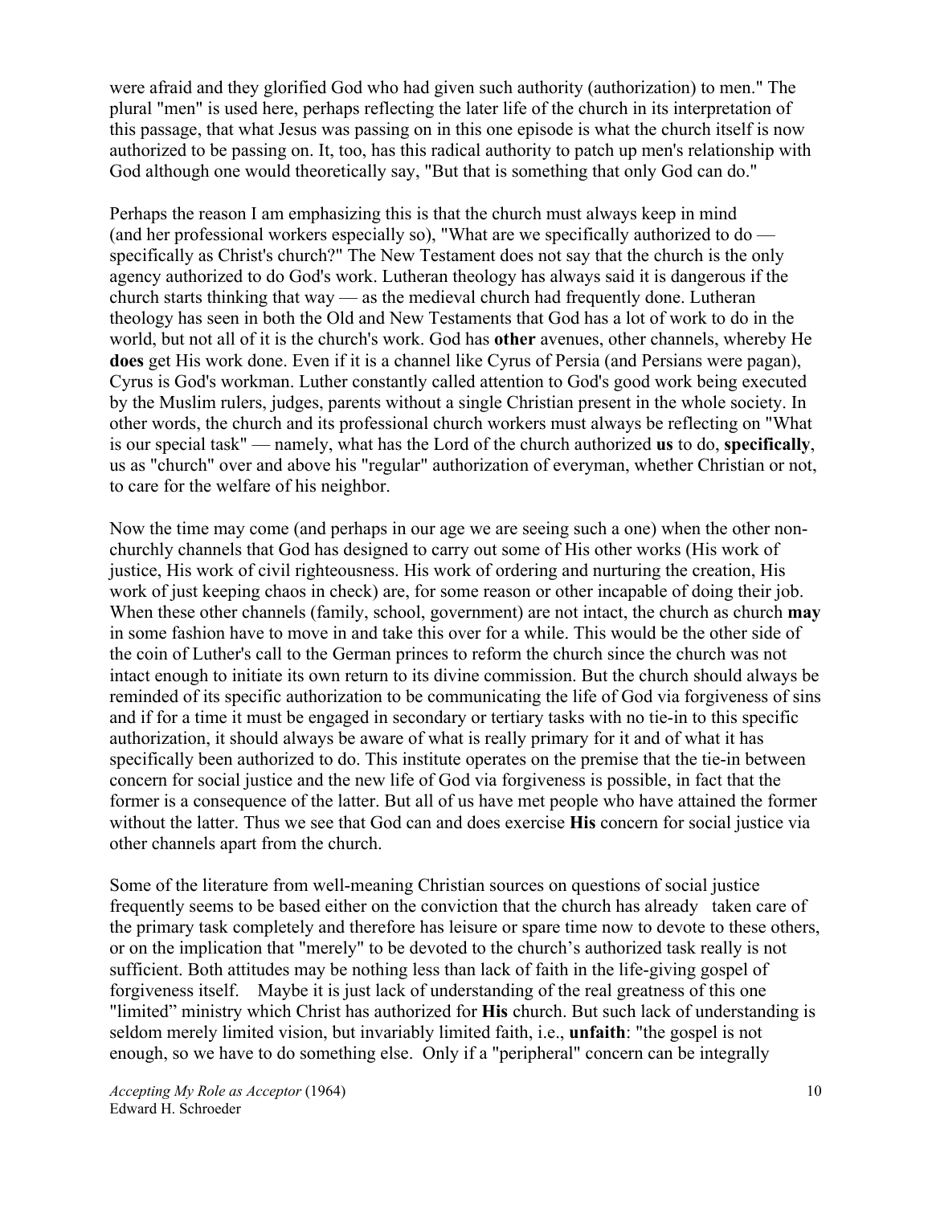were afraid and they glorified God who had given such authority (authorization) to men." The plural "men" is used here, perhaps reflecting the later life of the church in its interpretation of this passage, that what Jesus was passing on in this one episode is what the church itself is now authorized to be passing on. It, too, has this radical authority to patch up men's relationship with God although one would theoretically say, "But that is something that only God can do."

Perhaps the reason I am emphasizing this is that the church must always keep in mind (and her professional workers especially so), "What are we specifically authorized to do — specifically as Christ's church?" The New Testament does not say that the church is the only agency authorized to do God's work. Lutheran theology has always said it is dangerous if the church starts thinking that way — as the medieval church had frequently done. Lutheran theology has seen in both the Old and New Testaments that God has a lot of work to do in the world, but not all of it is the church's work. God has **other** avenues, other channels, whereby He **does** get His work done. Even if it is a channel like Cyrus of Persia (and Persians were pagan), Cyrus is God's workman. Luther constantly called attention to God's good work being executed by the Muslim rulers, judges, parents without a single Christian present in the whole society. In other words, the church and its professional church workers must always be reflecting on "What is our special task" — namely, what has the Lord of the church authorized **us** to do, **specifically**, us as "church" over and above his "regular" authorization of everyman, whether Christian or not, to care for the welfare of his neighbor.

Now the time may come (and perhaps in our age we are seeing such a one) when the other non-churchly channels that God has designed to carry out some of His other works (His work of justice, His work of civil righteousness. His work of ordering and nurturing the creation, His work of just keeping chaos in check) are, for some reason or other incapable of doing their job. When these other channels (family, school, government) are not intact, the church as church **may** in some fashion have to move in and take this over for a while. This would be the other side of the coin of Luther's call to the German princes to reform the church since the church was not intact enough to initiate its own return to its divine commission. But the church should always be reminded of its specific authorization to be communicating the life of God via forgiveness of sins and if for a time it must be engaged in secondary or tertiary tasks with no tie-in to this specific authorization, it should always be aware of what is really primary for it and of what it has specifically been authorized to do. This institute operates on the premise that the tie-in between concern for social justice and the new life of God via forgiveness is possible, in fact that the former is a consequence of the latter. But all of us have met people who have attained the former without the latter. Thus we see that God can and does exercise **His** concern for social justice via other channels apart from the church.

Some of the literature from well-meaning Christian sources on questions of social justice frequently seems to be based either on the conviction that the church has already taken care of the primary task completely and therefore has leisure or spare time now to devote to these others, or on the implication that "merely" to be devoted to the church's authorized task really is not sufficient. Both attitudes may be nothing less than lack of faith in the life-giving gospel of forgiveness itself. Maybe it is just lack of understanding of the real greatness of this one "limited" ministry which Christ has authorized for **His** church. But such lack of understanding is seldom merely limited vision, but invariably limited faith, i.e., **unfaith**: "the gospel is not enough, so we have to do something else. Only if a "peripheral" concern can be integrally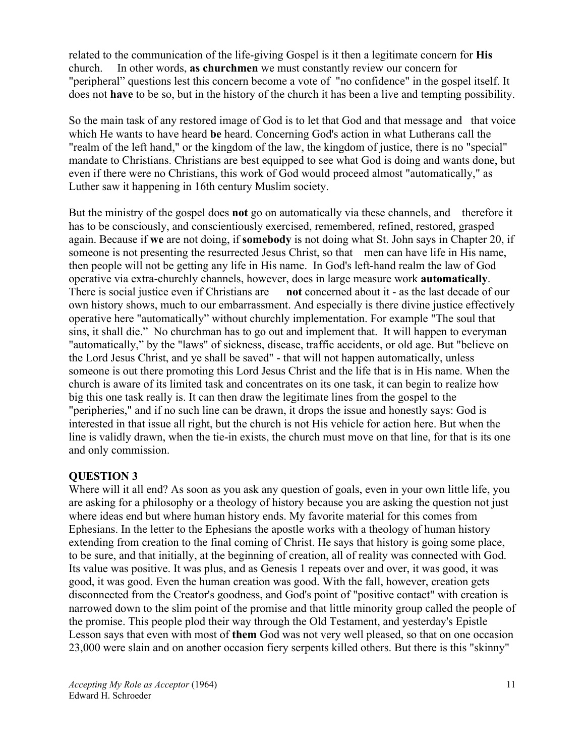related to the communication of the life-giving Gospel is it then a legitimate concern for **His** church. In other words, **as churchmen** we must constantly review our concern for "peripheral" questions lest this concern become a vote of "no confidence" in the gospel itself. It does not **have** to be so, but in the history of the church it has been a live and tempting possibility.

So the main task of any restored image of God is to let that God and that message and that voice which He wants to have heard **be** heard. Concerning God's action in what Lutherans call the "realm of the left hand," or the kingdom of the law, the kingdom of justice, there is no "special" mandate to Christians. Christians are best equipped to see what God is doing and wants done, but even if there were no Christians, this work of God would proceed almost "automatically," as Luther saw it happening in 16th century Muslim society.

But the ministry of the gospel does **not** go on automatically via these channels, and therefore it has to be consciously, and conscientiously exercised, remembered, refined, restored, grasped again. Because if **we** are not doing, if **somebody** is not doing what St. John says in Chapter 20, if someone is not presenting the resurrected Jesus Christ, so that men can have life in His name, then people will not be getting any life in His name. In God's left-hand realm the law of God operative via extra-churchly channels, however, does in large measure work **automatically**. There is social justice even if Christians are **not** concerned about it - as the last decade of our own history shows, much to our embarrassment. And especially is there divine justice effectively operative here "automatically" without churchly implementation. For example "The soul that sins, it shall die." No churchman has to go out and implement that. It will happen to everyman "automatically," by the "laws" of sickness, disease, traffic accidents, or old age. But "believe on the Lord Jesus Christ, and ye shall be saved" - that will not happen automatically, unless someone is out there promoting this Lord Jesus Christ and the life that is in His name. When the church is aware of its limited task and concentrates on its one task, it can begin to realize how big this one task really is. It can then draw the legitimate lines from the gospel to the "peripheries," and if no such line can be drawn, it drops the issue and honestly says: God is interested in that issue all right, but the church is not His vehicle for action here. But when the line is validly drawn, when the tie-in exists, the church must move on that line, for that is its one and only commission.

**QUESTION 3**

Where will it all end? As soon as you ask any question of goals, even in your own little life, you are asking for a philosophy or a theology of history because you are asking the question not just where ideas end but where human history ends. My favorite material for this comes from Ephesians. In the letter to the Ephesians the apostle works with a theology of human history extending from creation to the final coming of Christ. He says that history is going some place, to be sure, and that initially, at the beginning of creation, all of reality was connected with God. Its value was positive. It was plus, and as Genesis 1 repeats over and over, it was good, it was good, it was good. Even the human creation was good. With the fall, however, creation gets disconnected from the Creator's goodness, and God's point of "positive contact" with creation is narrowed down to the slim point of the promise and that little minority group called the people of the promise. This people plod their way through the Old Testament, and yesterday's Epistle Lesson says that even with most of **them** God was not very well pleased, so that on one occasion 23,000 were slain and on another occasion fiery serpents killed others. But there is this "skinny"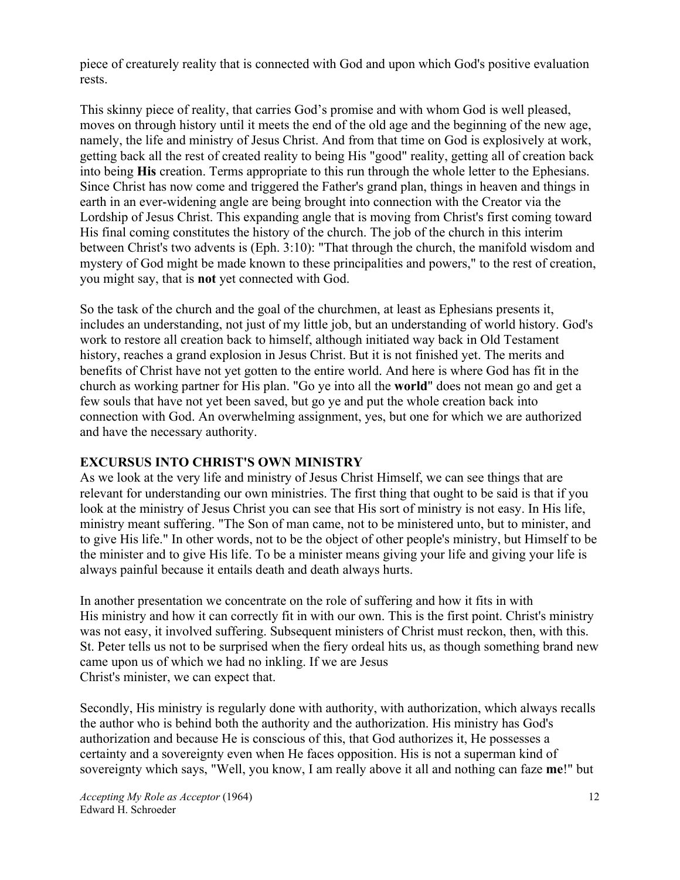piece of creaturely reality that is connected with God and upon which God's positive evaluation rests.

This skinny piece of reality, that carries God's promise and with whom God is well pleased, moves on through history until it meets the end of the old age and the beginning of the new age, namely, the life and ministry of Jesus Christ. And from that time on God is explosively at work, getting back all the rest of created reality to being His "good" reality, getting all of creation back into being **His** creation. Terms appropriate to this run through the whole letter to the Ephesians. Since Christ has now come and triggered the Father's grand plan, things in heaven and things in earth in an ever-widening angle are being brought into connection with the Creator via the Lordship of Jesus Christ. This expanding angle that is moving from Christ's first coming toward His final coming constitutes the history of the church. The job of the church in this interim between Christ's two advents is (Eph. 3:10): "That through the church, the manifold wisdom and mystery of God might be made known to these principalities and powers," to the rest of creation, you might say, that is **not** yet connected with God.

So the task of the church and the goal of the churchmen, at least as Ephesians presents it, includes an understanding, not just of my little job, but an understanding of world history. God's work to restore all creation back to himself, although initiated way back in Old Testament history, reaches a grand explosion in Jesus Christ. But it is not finished yet. The merits and benefits of Christ have not yet gotten to the entire world. And here is where God has fit in the church as working partner for His plan. "Go ye into all the **world**" does not mean go and get a few souls that have not yet been saved, but go ye and put the whole creation back into connection with God. An overwhelming assignment, yes, but one for which we are authorized and have the necessary authority.

## EXCURSUS INTO CHRIST'S OWN MINISTRY

As we look at the very life and ministry of Jesus Christ Himself, we can see things that are relevant for understanding our own ministries. The first thing that ought to be said is that if you look at the ministry of Jesus Christ you can see that His sort of ministry is not easy. In His life, ministry meant suffering. "The Son of man came, not to be ministered unto, but to minister, and to give His life." In other words, not to be the object of other people's ministry, but Himself to be the minister and to give His life. To be a minister means giving your life and giving your life is always painful because it entails death and death always hurts.

In another presentation we concentrate on the role of suffering and how it fits in with His ministry and how it can correctly fit in with our own. This is the first point. Christ's ministry was not easy, it involved suffering. Subsequent ministers of Christ must reckon, then, with this. St. Peter tells us not to be surprised when the fiery ordeal hits us, as though something brand new came upon us of which we had no inkling. If we are Jesus Christ's minister, we can expect that.

Secondly, His ministry is regularly done with authority, with authorization, which always recalls the author who is behind both the authority and the authorization. His ministry has God's authorization and because He is conscious of this, that God authorizes it, He possesses a certainty and a sovereignty even when He faces opposition. His is not a superman kind of sovereignty which says, "Well, you know, I am really above it all and nothing can faze **me**!" but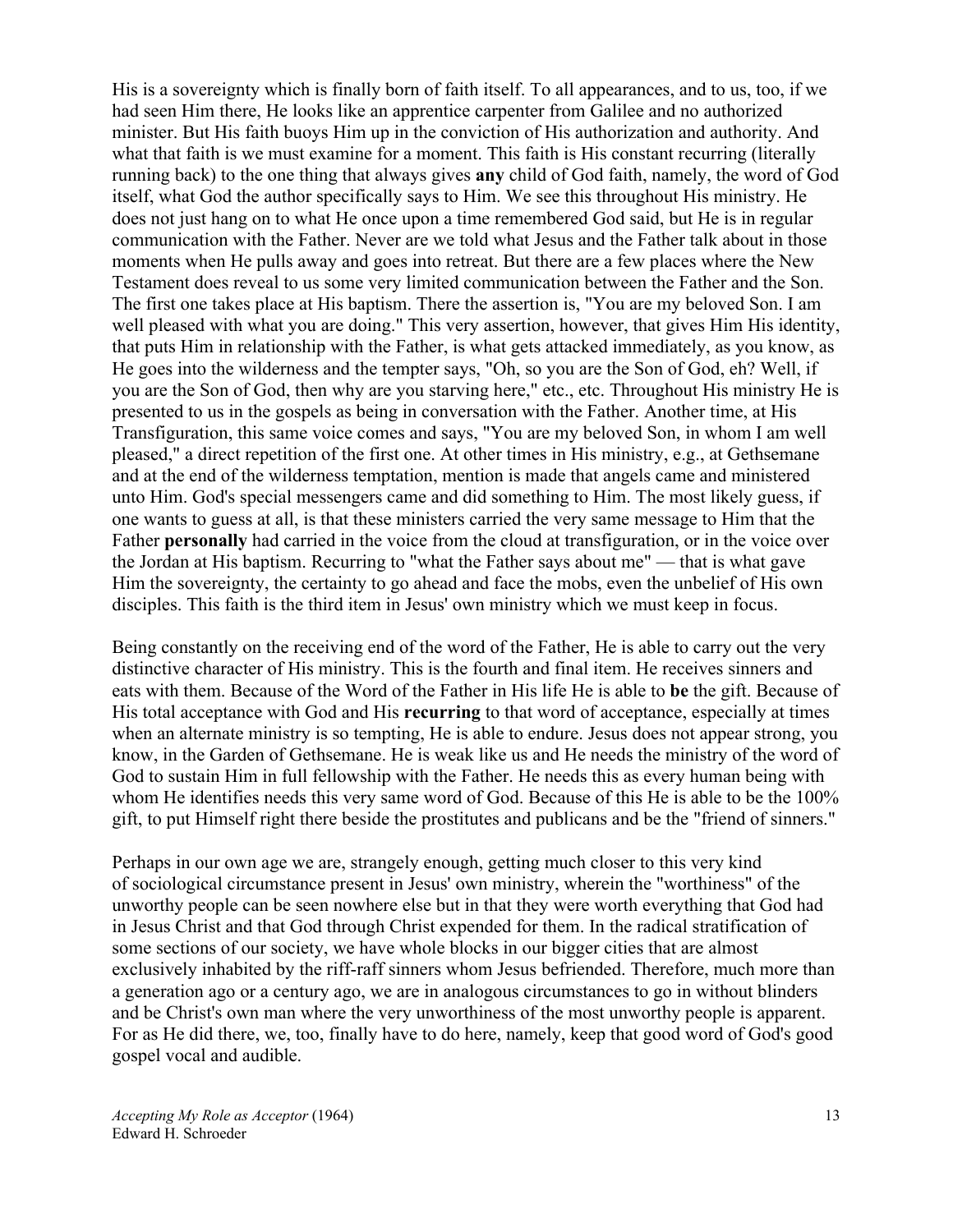His is a sovereignty which is finally born of faith itself. To all appearances, and to us, too, if we had seen Him there, He looks like an apprentice carpenter from Galilee and no authorized minister. But His faith buoys Him up in the conviction of His authorization and authority. And what that faith is we must examine for a moment. This faith is His constant recurring (literally running back) to the one thing that always gives **any** child of God faith, namely, the word of God itself, what God the author specifically says to Him. We see this throughout His ministry. He does not just hang on to what He once upon a time remembered God said, but He is in regular communication with the Father. Never are we told what Jesus and the Father talk about in those moments when He pulls away and goes into retreat. But there are a few places where the New Testament does reveal to us some very limited communication between the Father and the Son. The first one takes place at His baptism. There the assertion is, "You are my beloved Son. I am well pleased with what you are doing." This very assertion, however, that gives Him His identity, that puts Him in relationship with the Father, is what gets attacked immediately, as you know, as He goes into the wilderness and the tempter says, "Oh, so you are the Son of God, eh? Well, if you are the Son of God, then why are you starving here," etc., etc. Throughout His ministry He is presented to us in the gospels as being in conversation with the Father. Another time, at His Transfiguration, this same voice comes and says, "You are my beloved Son, in whom I am well pleased," a direct repetition of the first one. At other times in His ministry, e.g., at Gethsemane and at the end of the wilderness temptation, mention is made that angels came and ministered unto Him. God's special messengers came and did something to Him. The most likely guess, if one wants to guess at all, is that these ministers carried the very same message to Him that the Father **personally** had carried in the voice from the cloud at transfiguration, or in the voice over the Jordan at His baptism. Recurring to "what the Father says about me" — that is what gave Him the sovereignty, the certainty to go ahead and face the mobs, even the unbelief of His own disciples. This faith is the third item in Jesus' own ministry which we must keep in focus.

Being constantly on the receiving end of the word of the Father, He is able to carry out the very distinctive character of His ministry. This is the fourth and final item. He receives sinners and eats with them. Because of the Word of the Father in His life He is able to **be** the gift. Because of His total acceptance with God and His **recurring** to that word of acceptance, especially at times when an alternate ministry is so tempting, He is able to endure. Jesus does not appear strong, you know, in the Garden of Gethsemane. He is weak like us and He needs the ministry of the word of God to sustain Him in full fellowship with the Father. He needs this as every human being with whom He identifies needs this very same word of God. Because of this He is able to be the 100% gift, to put Himself right there beside the prostitutes and publicans and be the "friend of sinners."

Perhaps in our own age we are, strangely enough, getting much closer to this very kind of sociological circumstance present in Jesus' own ministry, wherein the "worthiness" of the unworthy people can be seen nowhere else but in that they were worth everything that God had in Jesus Christ and that God through Christ expended for them. In the radical stratification of some sections of our society, we have whole blocks in our bigger cities that are almost exclusively inhabited by the riff-raff sinners whom Jesus befriended. Therefore, much more than a generation ago or a century ago, we are in analogous circumstances to go in without blinders and be Christ's own man where the very unworthiness of the most unworthy people is apparent. For as He did there, we, too, finally have to do here, namely, keep that good word of God's good gospel vocal and audible.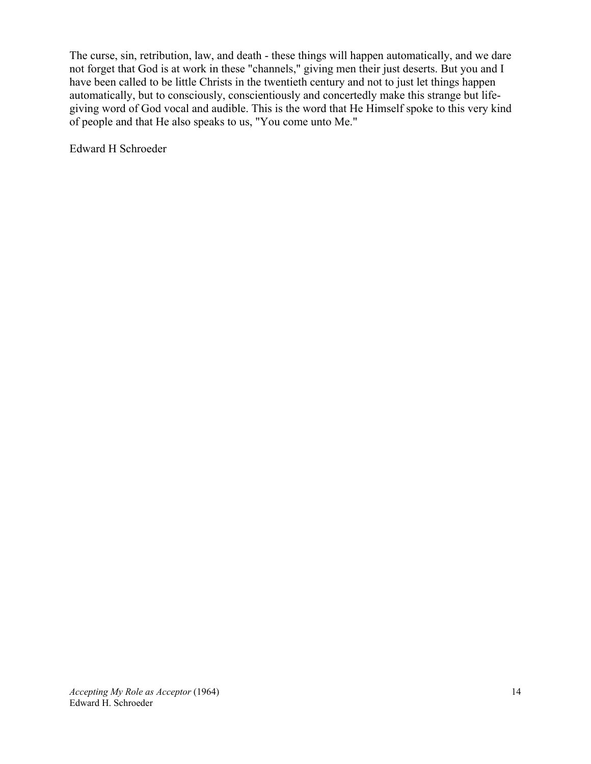The curse, sin, retribution, law, and death - these things will happen automatically, and we dare not forget that God is at work in these "channels," giving men their just deserts. But you and I have been called to be little Christs in the twentieth century and not to just let things happen automatically, but to consciously, conscientiously and concertedly make this strange but life-giving word of God vocal and audible. This is the word that He Himself spoke to this very kind of people and that He also speaks to us, "You come unto Me."

Edward H Schroeder